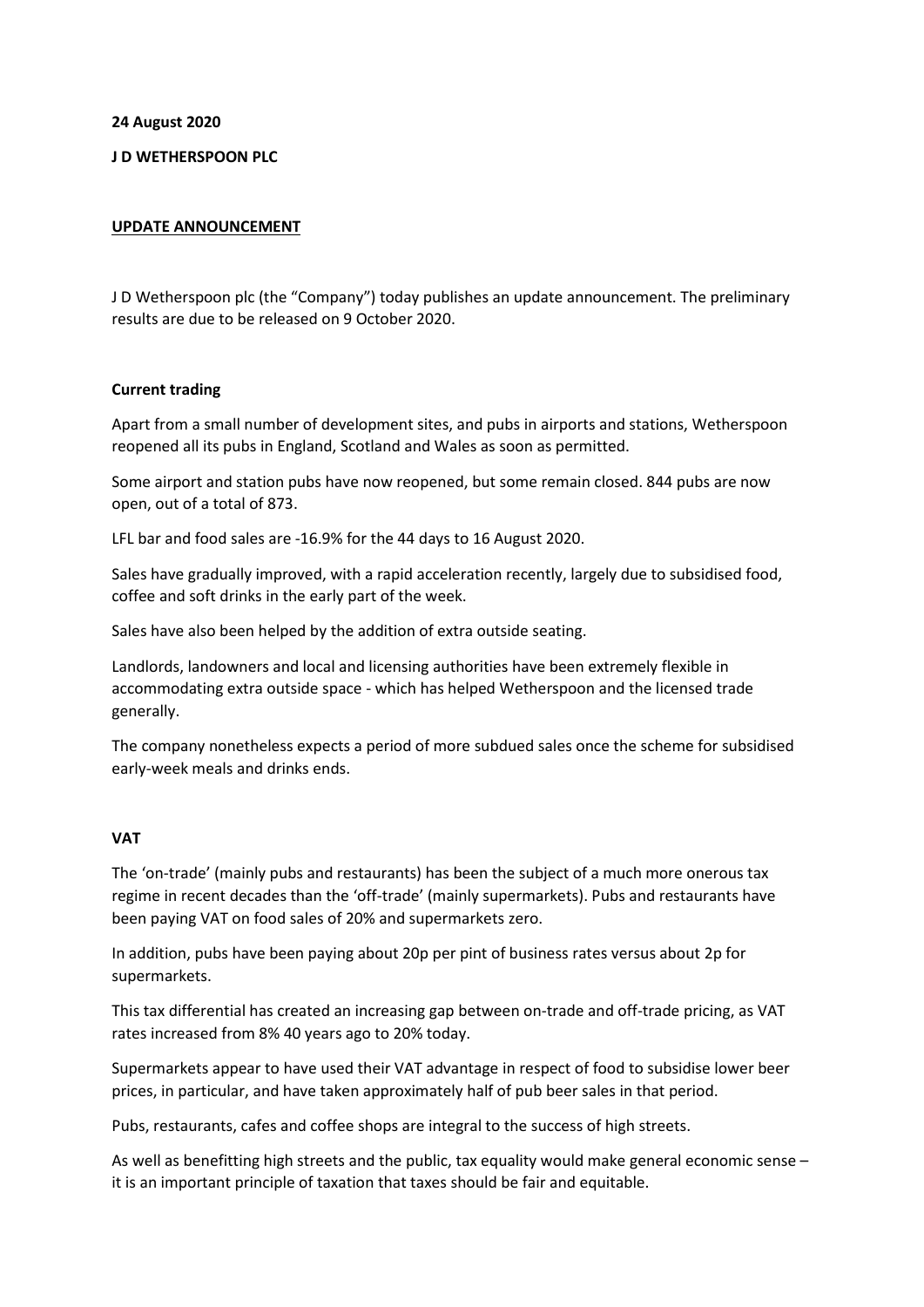**24 August 2020**

**J D WETHERSPOON PLC**

**UPDATE ANNOUNCEMENT**

J D Wetherspoon plc (the "Company") today publishes an update announcement. The preliminary results are due to be released on 9 October 2020.

**Current trading**

Apart from a small number of development sites, and pubs in airports and stations, Wetherspoon reopened all its pubs in England, Scotland and Wales as soon as permitted.

Some airport and station pubs have now reopened, but some remain closed. 844 pubs are now open, out of a total of 873.

LFL bar and food sales are -16.9% for the 44 days to 16 August 2020.

Sales have gradually improved, with a rapid acceleration recently, largely due to subsidised food, coffee and soft drinks in the early part of the week.

Sales have also been helped by the addition of extra outside seating.

Landlords, landowners and local and licensing authorities have been extremely flexible in accommodating extra outside space - which has helped Wetherspoon and the licensed trade generally.

The company nonetheless expects a period of more subdued sales once the scheme for subsidised early-week meals and drinks ends.

**VAT**

The 'on-trade' (mainly pubs and restaurants) has been the subject of a much more onerous tax regime in recent decades than the 'off-trade' (mainly supermarkets). Pubs and restaurants have been paying VAT on food sales of 20% and supermarkets zero.

In addition, pubs have been paying about 20p per pint of business rates versus about 2p for supermarkets.

This tax differential has created an increasing gap between on-trade and off-trade pricing, as VAT rates increased from 8% 40 years ago to 20% today.

Supermarkets appear to have used their VAT advantage in respect of food to subsidise lower beer prices, in particular, and have taken approximately half of pub beer sales in that period.

Pubs, restaurants, cafes and coffee shops are integral to the success of high streets.

As well as benefitting high streets and the public, tax equality would make general economic sense – it is an important principle of taxation that taxes should be fair and equitable.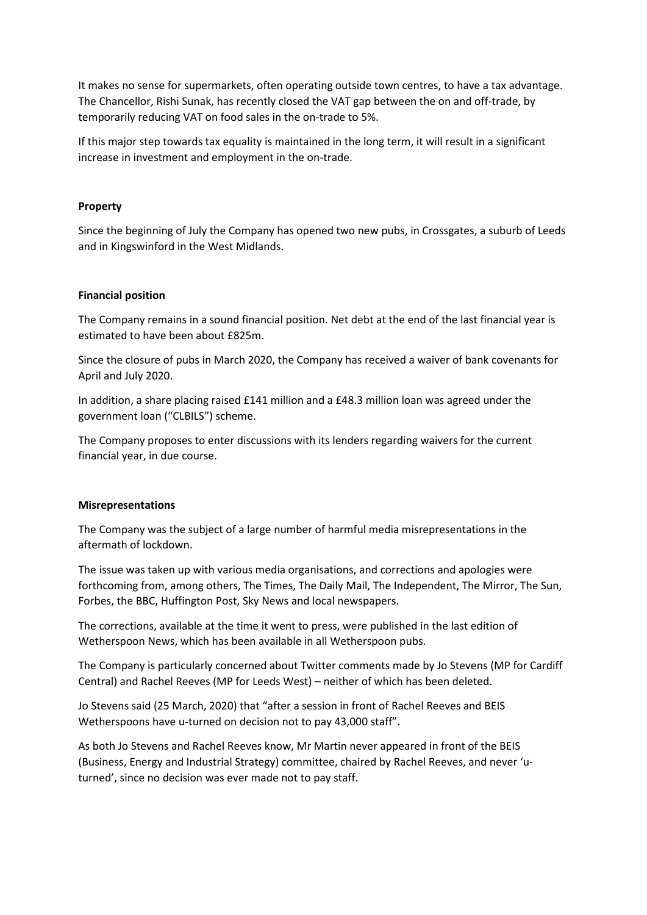It makes no sense for supermarkets, often operating outside town centres, to have a tax advantage. The Chancellor, Rishi Sunak, has recently closed the VAT gap between the on and off-trade, by temporarily reducing VAT on food sales in the on-trade to 5%.

If this major step towards tax equality is maintained in the long term, it will result in a significant increase in investment and employment in the on-trade.

**Property**

Since the beginning of July the Company has opened two new pubs, in Crossgates, a suburb of Leeds and in Kingswinford in the West Midlands.

**Financial position**

The Company remains in a sound financial position. Net debt at the end of the last financial year is estimated to have been about £825m.

Since the closure of pubs in March 2020, the Company has received a waiver of bank covenants for April and July 2020.

In addition, a share placing raised £141 million and a £48.3 million loan was agreed under the government loan ("CLBILS") scheme.

The Company proposes to enter discussions with its lenders regarding waivers for the current financial year, in due course.

**Misrepresentations**

The Company was the subject of a large number of harmful media misrepresentations in the aftermath of lockdown.

The issue was taken up with various media organisations, and corrections and apologies were forthcoming from, among others, The Times, The Daily Mail, The Independent, The Mirror, The Sun, Forbes, the BBC, Huffington Post, Sky News and local newspapers.

The corrections, available at the time it went to press, were published in the last edition of Wetherspoon News, which has been available in all Wetherspoon pubs.

The Company is particularly concerned about Twitter comments made by Jo Stevens (MP for Cardiff Central) and Rachel Reeves (MP for Leeds West) – neither of which has been deleted.

Jo Stevens said (25 March, 2020) that "after a session in front of Rachel Reeves and BEIS Wetherspoons have u-turned on decision not to pay 43,000 staff".

As both Jo Stevens and Rachel Reeves know, Mr Martin never appeared in front of the BEIS (Business, Energy and Industrial Strategy) committee, chaired by Rachel Reeves, and never 'u-turned', since no decision was ever made not to pay staff.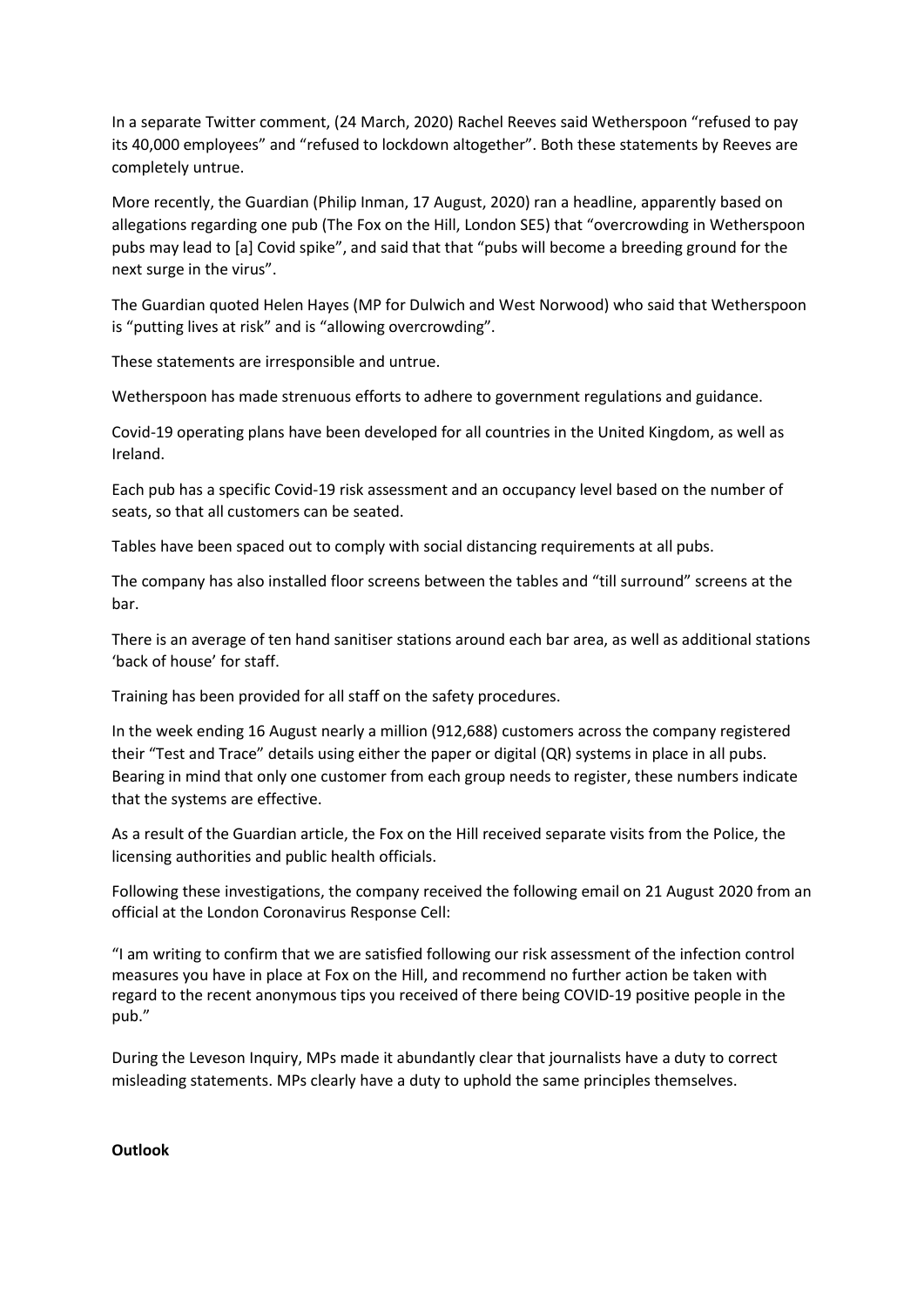In a separate Twitter comment, (24 March, 2020) Rachel Reeves said Wetherspoon "refused to pay its 40,000 employees" and "refused to lockdown altogether". Both these statements by Reeves are completely untrue.

More recently, the Guardian (Philip Inman, 17 August, 2020) ran a headline, apparently based on allegations regarding one pub (The Fox on the Hill, London SE5) that "overcrowding in Wetherspoon pubs may lead to [a] Covid spike", and said that that "pubs will become a breeding ground for the next surge in the virus".

The Guardian quoted Helen Hayes (MP for Dulwich and West Norwood) who said that Wetherspoon is "putting lives at risk" and is "allowing overcrowding".

These statements are irresponsible and untrue.

Wetherspoon has made strenuous efforts to adhere to government regulations and guidance.

Covid-19 operating plans have been developed for all countries in the United Kingdom, as well as Ireland.

Each pub has a specific Covid-19 risk assessment and an occupancy level based on the number of seats, so that all customers can be seated.

Tables have been spaced out to comply with social distancing requirements at all pubs.

The company has also installed floor screens between the tables and "till surround" screens at the bar.

There is an average of ten hand sanitiser stations around each bar area, as well as additional stations 'back of house' for staff.

Training has been provided for all staff on the safety procedures.

In the week ending 16 August nearly a million (912,688) customers across the company registered their "Test and Trace" details using either the paper or digital (QR) systems in place in all pubs. Bearing in mind that only one customer from each group needs to register, these numbers indicate that the systems are effective.

As a result of the Guardian article, the Fox on the Hill received separate visits from the Police, the licensing authorities and public health officials.

Following these investigations, the company received the following email on 21 August 2020 from an official at the London Coronavirus Response Cell:

"I am writing to confirm that we are satisfied following our risk assessment of the infection control measures you have in place at Fox on the Hill, and recommend no further action be taken with regard to the recent anonymous tips you received of there being COVID-19 positive people in the pub."

During the Leveson Inquiry, MPs made it abundantly clear that journalists have a duty to correct misleading statements. MPs clearly have a duty to uphold the same principles themselves.

**Outlook**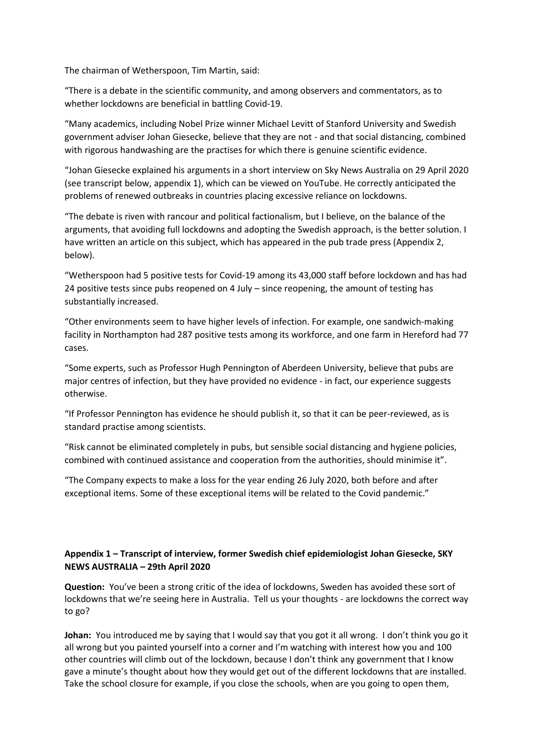The chairman of Wetherspoon, Tim Martin, said:

"There is a debate in the scientific community, and among observers and commentators, as to whether lockdowns are beneficial in battling Covid-19.

"Many academics, including Nobel Prize winner Michael Levitt of Stanford University and Swedish government adviser Johan Giesecke, believe that they are not - and that social distancing, combined with rigorous handwashing are the practises for which there is genuine scientific evidence.

"Johan Giesecke explained his arguments in a short interview on Sky News Australia on 29 April 2020 (see transcript below, appendix 1), which can be viewed on YouTube. He correctly anticipated the problems of renewed outbreaks in countries placing excessive reliance on lockdowns.

"The debate is riven with rancour and political factionalism, but I believe, on the balance of the arguments, that avoiding full lockdowns and adopting the Swedish approach, is the better solution. I have written an article on this subject, which has appeared in the pub trade press (Appendix 2, below).

"Wetherspoon had 5 positive tests for Covid-19 among its 43,000 staff before lockdown and has had 24 positive tests since pubs reopened on 4 July – since reopening, the amount of testing has substantially increased.

"Other environments seem to have higher levels of infection. For example, one sandwich-making facility in Northampton had 287 positive tests among its workforce, and one farm in Hereford had 77 cases.

"Some experts, such as Professor Hugh Pennington of Aberdeen University, believe that pubs are major centres of infection, but they have provided no evidence - in fact, our experience suggests otherwise.

"If Professor Pennington has evidence he should publish it, so that it can be peer-reviewed, as is standard practise among scientists.

"Risk cannot be eliminated completely in pubs, but sensible social distancing and hygiene policies, combined with continued assistance and cooperation from the authorities, should minimise it".

"The Company expects to make a loss for the year ending 26 July 2020, both before and after exceptional items. Some of these exceptional items will be related to the Covid pandemic."

### Appendix 1 – Transcript of interview, former Swedish chief epidemiologist Johan Giesecke, SKY NEWS AUSTRALIA – 29th April 2020

**Question:** You've been a strong critic of the idea of lockdowns, Sweden has avoided these sort of lockdowns that we're seeing here in Australia. Tell us your thoughts - are lockdowns the correct way to go?

**Johan:** You introduced me by saying that I would say that you got it all wrong. I don't think you go it all wrong but you painted yourself into a corner and I'm watching with interest how you and 100 other countries will climb out of the lockdown, because I don't think any government that I know gave a minute's thought about how they would get out of the different lockdowns that are installed. Take the school closure for example, if you close the schools, when are you going to open them,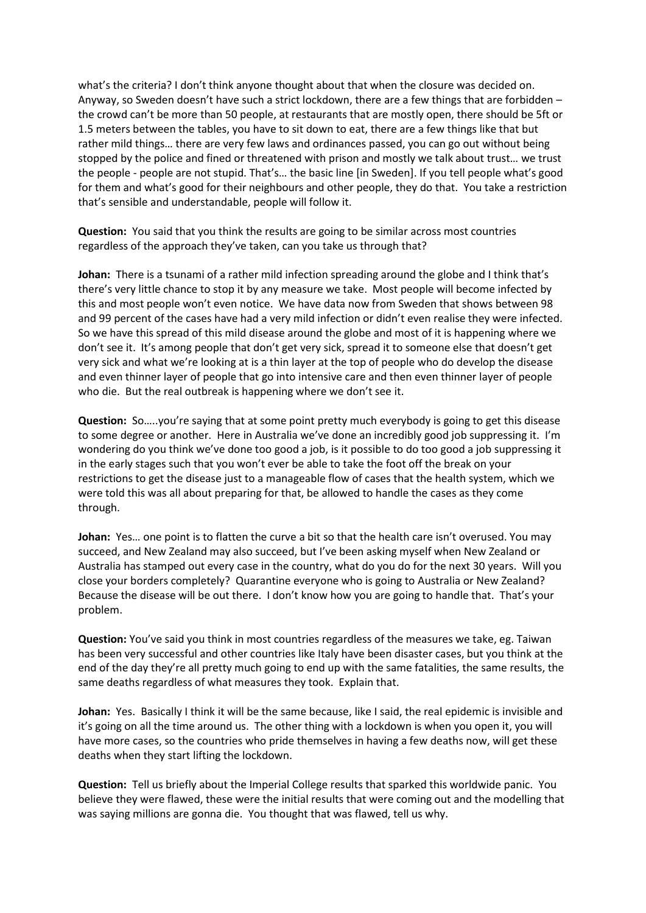what's the criteria? I don't think anyone thought about that when the closure was decided on. Anyway, so Sweden doesn't have such a strict lockdown, there are a few things that are forbidden – the crowd can't be more than 50 people, at restaurants that are mostly open, there should be 5ft or 1.5 meters between the tables, you have to sit down to eat, there are a few things like that but rather mild things… there are very few laws and ordinances passed, you can go out without being stopped by the police and fined or threatened with prison and mostly we talk about trust… we trust the people - people are not stupid. That's… the basic line [in Sweden]. If you tell people what's good for them and what's good for their neighbours and other people, they do that. You take a restriction that's sensible and understandable, people will follow it.

**Question:** You said that you think the results are going to be similar across most countries regardless of the approach they've taken, can you take us through that?

**Johan:** There is a tsunami of a rather mild infection spreading around the globe and I think that's there's very little chance to stop it by any measure we take. Most people will become infected by this and most people won't even notice. We have data now from Sweden that shows between 98 and 99 percent of the cases have had a very mild infection or didn't even realise they were infected. So we have this spread of this mild disease around the globe and most of it is happening where we don't see it. It's among people that don't get very sick, spread it to someone else that doesn't get very sick and what we're looking at is a thin layer at the top of people who do develop the disease and even thinner layer of people that go into intensive care and then even thinner layer of people who die. But the real outbreak is happening where we don't see it.

**Question:** So…..you're saying that at some point pretty much everybody is going to get this disease to some degree or another. Here in Australia we've done an incredibly good job suppressing it. I'm wondering do you think we've done too good a job, is it possible to do too good a job suppressing it in the early stages such that you won't ever be able to take the foot off the break on your restrictions to get the disease just to a manageable flow of cases that the health system, which we were told this was all about preparing for that, be allowed to handle the cases as they come through.

**Johan:** Yes… one point is to flatten the curve a bit so that the health care isn't overused. You may succeed, and New Zealand may also succeed, but I've been asking myself when New Zealand or Australia has stamped out every case in the country, what do you do for the next 30 years. Will you close your borders completely? Quarantine everyone who is going to Australia or New Zealand? Because the disease will be out there. I don't know how you are going to handle that. That's your problem.

**Question:** You've said you think in most countries regardless of the measures we take, eg. Taiwan has been very successful and other countries like Italy have been disaster cases, but you think at the end of the day they're all pretty much going to end up with the same fatalities, the same results, the same deaths regardless of what measures they took. Explain that.

**Johan:** Yes. Basically I think it will be the same because, like I said, the real epidemic is invisible and it's going on all the time around us. The other thing with a lockdown is when you open it, you will have more cases, so the countries who pride themselves in having a few deaths now, will get these deaths when they start lifting the lockdown.

**Question:** Tell us briefly about the Imperial College results that sparked this worldwide panic. You believe they were flawed, these were the initial results that were coming out and the modelling that was saying millions are gonna die. You thought that was flawed, tell us why.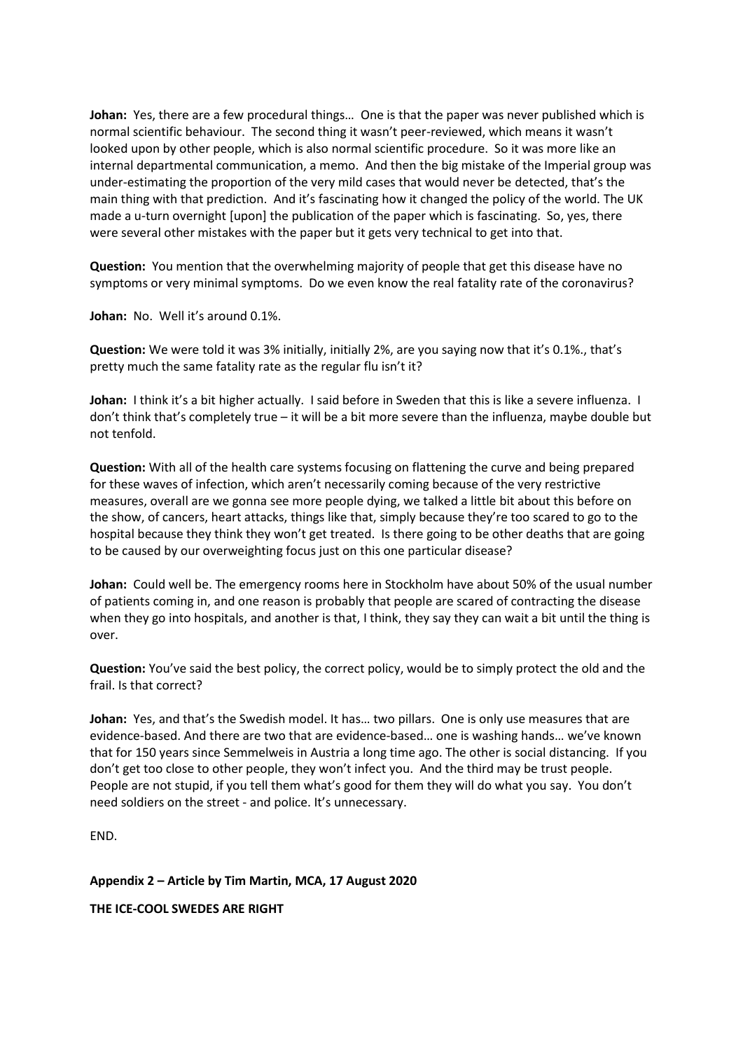**Johan:** Yes, there are a few procedural things… One is that the paper was never published which is normal scientific behaviour. The second thing it wasn't peer-reviewed, which means it wasn't looked upon by other people, which is also normal scientific procedure. So it was more like an internal departmental communication, a memo. And then the big mistake of the Imperial group was under-estimating the proportion of the very mild cases that would never be detected, that's the main thing with that prediction. And it's fascinating how it changed the policy of the world. The UK made a u-turn overnight [upon] the publication of the paper which is fascinating. So, yes, there were several other mistakes with the paper but it gets very technical to get into that.

**Question:** You mention that the overwhelming majority of people that get this disease have no symptoms or very minimal symptoms. Do we even know the real fatality rate of the coronavirus?

**Johan:** No. Well it's around 0.1%.

**Question:** We were told it was 3% initially, initially 2%, are you saying now that it's 0.1%., that's pretty much the same fatality rate as the regular flu isn't it?

**Johan:** I think it's a bit higher actually. I said before in Sweden that this is like a severe influenza. I don't think that's completely true – it will be a bit more severe than the influenza, maybe double but not tenfold.

**Question:** With all of the health care systems focusing on flattening the curve and being prepared for these waves of infection, which aren't necessarily coming because of the very restrictive measures, overall are we gonna see more people dying, we talked a little bit about this before on the show, of cancers, heart attacks, things like that, simply because they're too scared to go to the hospital because they think they won't get treated. Is there going to be other deaths that are going to be caused by our overweighting focus just on this one particular disease?

**Johan:** Could well be. The emergency rooms here in Stockholm have about 50% of the usual number of patients coming in, and one reason is probably that people are scared of contracting the disease when they go into hospitals, and another is that, I think, they say they can wait a bit until the thing is over.

**Question:** You've said the best policy, the correct policy, would be to simply protect the old and the frail. Is that correct?

**Johan:** Yes, and that's the Swedish model. It has… two pillars. One is only use measures that are evidence-based. And there are two that are evidence-based… one is washing hands… we've known that for 150 years since Semmelweis in Austria a long time ago. The other is social distancing. If you don't get too close to other people, they won't infect you. And the third may be trust people. People are not stupid, if you tell them what's good for them they will do what you say. You don't need soldiers on the street - and police. It's unnecessary.

END.

**Appendix 2 – Article by Tim Martin, MCA, 17 August 2020**

**THE ICE-COOL SWEDES ARE RIGHT**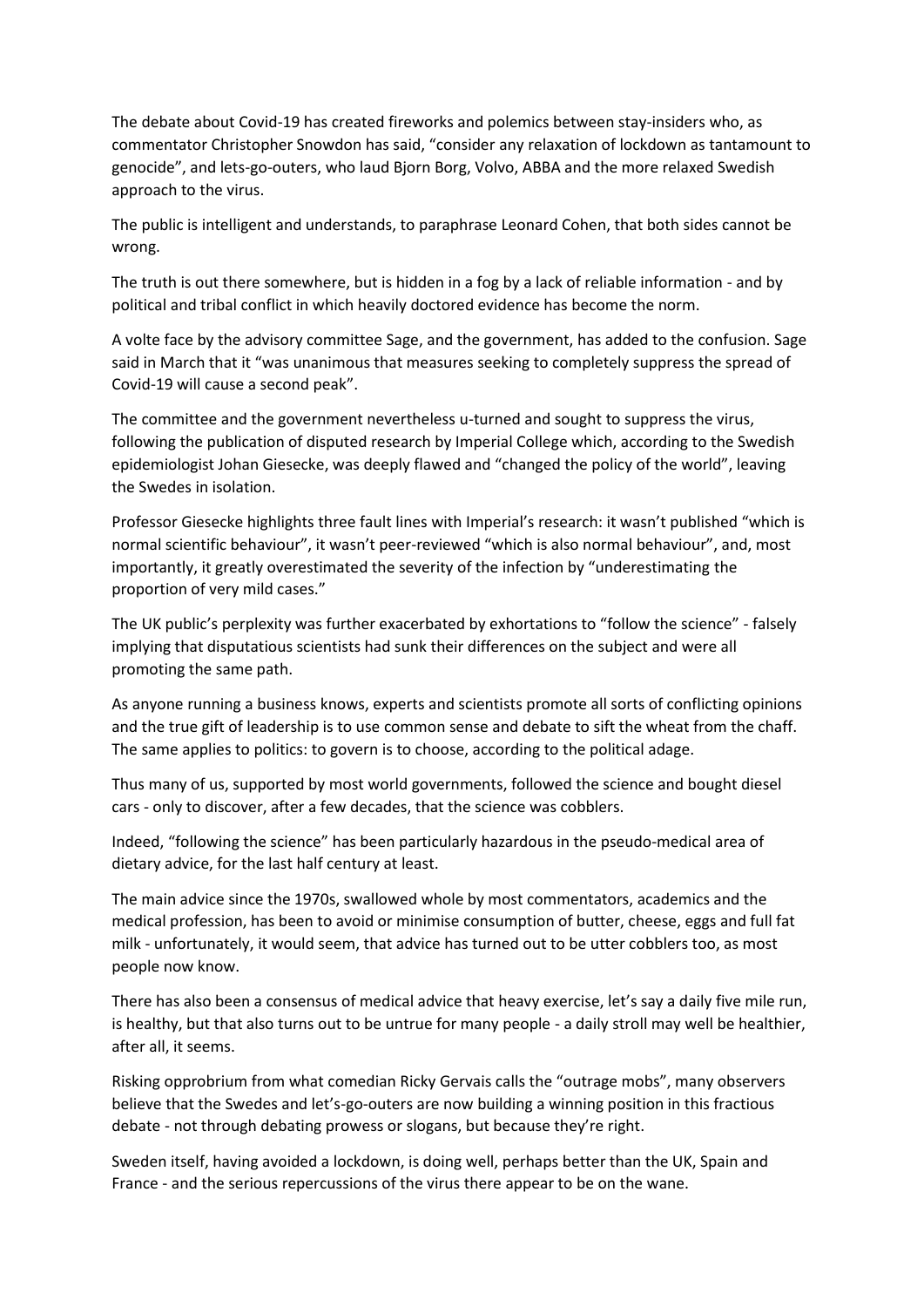The debate about Covid-19 has created fireworks and polemics between stay-insiders who, as commentator Christopher Snowdon has said, "consider any relaxation of lockdown as tantamount to genocide", and lets-go-outers, who laud Bjorn Borg, Volvo, ABBA and the more relaxed Swedish approach to the virus.

The public is intelligent and understands, to paraphrase Leonard Cohen, that both sides cannot be wrong.

The truth is out there somewhere, but is hidden in a fog by a lack of reliable information - and by political and tribal conflict in which heavily doctored evidence has become the norm.

A volte face by the advisory committee Sage, and the government, has added to the confusion. Sage said in March that it "was unanimous that measures seeking to completely suppress the spread of Covid-19 will cause a second peak".

The committee and the government nevertheless u-turned and sought to suppress the virus, following the publication of disputed research by Imperial College which, according to the Swedish epidemiologist Johan Giesecke, was deeply flawed and "changed the policy of the world", leaving the Swedes in isolation.

Professor Giesecke highlights three fault lines with Imperial's research: it wasn't published "which is normal scientific behaviour", it wasn't peer-reviewed "which is also normal behaviour", and, most importantly, it greatly overestimated the severity of the infection by "underestimating the proportion of very mild cases."

The UK public's perplexity was further exacerbated by exhortations to "follow the science" - falsely implying that disputatious scientists had sunk their differences on the subject and were all promoting the same path.

As anyone running a business knows, experts and scientists promote all sorts of conflicting opinions and the true gift of leadership is to use common sense and debate to sift the wheat from the chaff. The same applies to politics: to govern is to choose, according to the political adage.

Thus many of us, supported by most world governments, followed the science and bought diesel cars - only to discover, after a few decades, that the science was cobblers.

Indeed, "following the science" has been particularly hazardous in the pseudo-medical area of dietary advice, for the last half century at least.

The main advice since the 1970s, swallowed whole by most commentators, academics and the medical profession, has been to avoid or minimise consumption of butter, cheese, eggs and full fat milk - unfortunately, it would seem, that advice has turned out to be utter cobblers too, as most people now know.

There has also been a consensus of medical advice that heavy exercise, let's say a daily five mile run, is healthy, but that also turns out to be untrue for many people - a daily stroll may well be healthier, after all, it seems.

Risking opprobrium from what comedian Ricky Gervais calls the "outrage mobs", many observers believe that the Swedes and let's-go-outers are now building a winning position in this fractious debate - not through debating prowess or slogans, but because they're right.

Sweden itself, having avoided a lockdown, is doing well, perhaps better than the UK, Spain and France - and the serious repercussions of the virus there appear to be on the wane.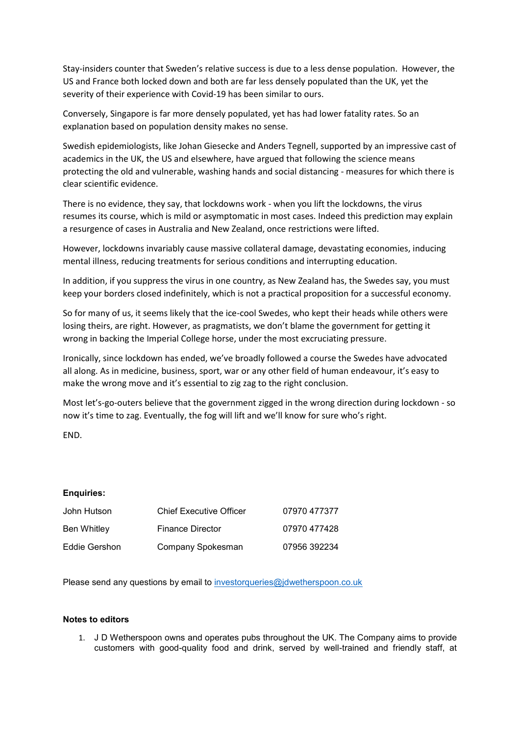Stay-insiders counter that Sweden's relative success is due to a less dense population. However, the US and France both locked down and both are far less densely populated than the UK, yet the severity of their experience with Covid-19 has been similar to ours.

Conversely, Singapore is far more densely populated, yet has had lower fatality rates. So an explanation based on population density makes no sense.

Swedish epidemiologists, like Johan Giesecke and Anders Tegnell, supported by an impressive cast of academics in the UK, the US and elsewhere, have argued that following the science means protecting the old and vulnerable, washing hands and social distancing - measures for which there is clear scientific evidence.

There is no evidence, they say, that lockdowns work - when you lift the lockdowns, the virus resumes its course, which is mild or asymptomatic in most cases. Indeed this prediction may explain a resurgence of cases in Australia and New Zealand, once restrictions were lifted.

However, lockdowns invariably cause massive collateral damage, devastating economies, inducing mental illness, reducing treatments for serious conditions and interrupting education.

In addition, if you suppress the virus in one country, as New Zealand has, the Swedes say, you must keep your borders closed indefinitely, which is not a practical proposition for a successful economy.

So for many of us, it seems likely that the ice-cool Swedes, who kept their heads while others were losing theirs, are right. However, as pragmatists, we don't blame the government for getting it wrong in backing the Imperial College horse, under the most excruciating pressure.

Ironically, since lockdown has ended, we've broadly followed a course the Swedes have advocated all along. As in medicine, business, sport, war or any other field of human endeavour, it's easy to make the wrong move and it's essential to zig zag to the right conclusion.

Most let's-go-outers believe that the government zigged in the wrong direction during lockdown - so now it's time to zag. Eventually, the fog will lift and we'll know for sure who's right.

END.

**Enquiries:**

| | | |
|---|---|---|
| John Hutson | Chief Executive Officer | 07970 477377 |
| Ben Whitley | Finance Director | 07970 477428 |
| Eddie Gershon | Company Spokesman | 07956 392234 |

Please send any questions by email to investorqueries@jdwetherspoon.co.uk

**Notes to editors**

1. J D Wetherspoon owns and operates pubs throughout the UK. The Company aims to provide customers with good-quality food and drink, served by well-trained and friendly staff, at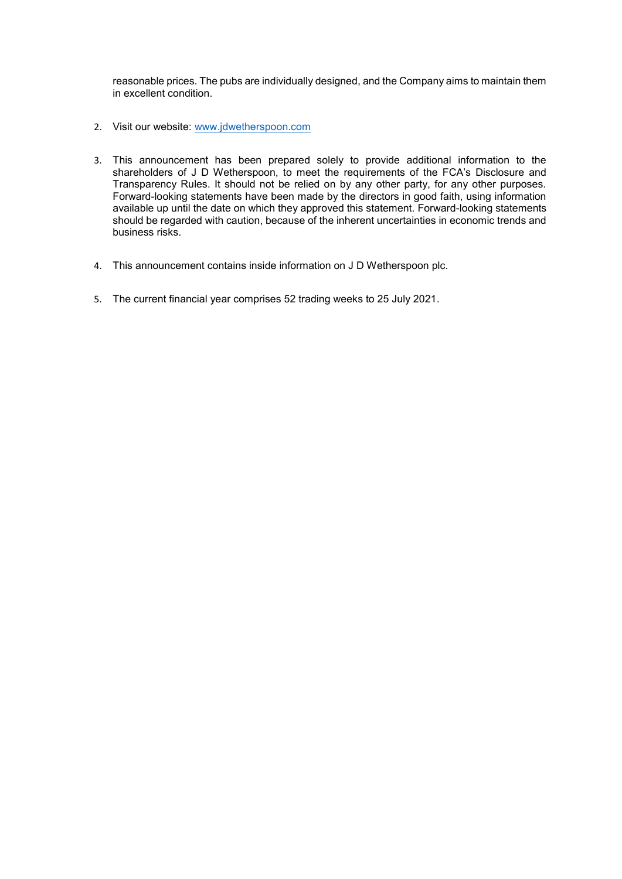reasonable prices. The pubs are individually designed, and the Company aims to maintain them in excellent condition.

2. Visit our website: www.jdwetherspoon.com

3. This announcement has been prepared solely to provide additional information to the shareholders of J D Wetherspoon, to meet the requirements of the FCA's Disclosure and Transparency Rules. It should not be relied on by any other party, for any other purposes. Forward-looking statements have been made by the directors in good faith, using information available up until the date on which they approved this statement. Forward-looking statements should be regarded with caution, because of the inherent uncertainties in economic trends and business risks.

4. This announcement contains inside information on J D Wetherspoon plc.

5. The current financial year comprises 52 trading weeks to 25 July 2021.